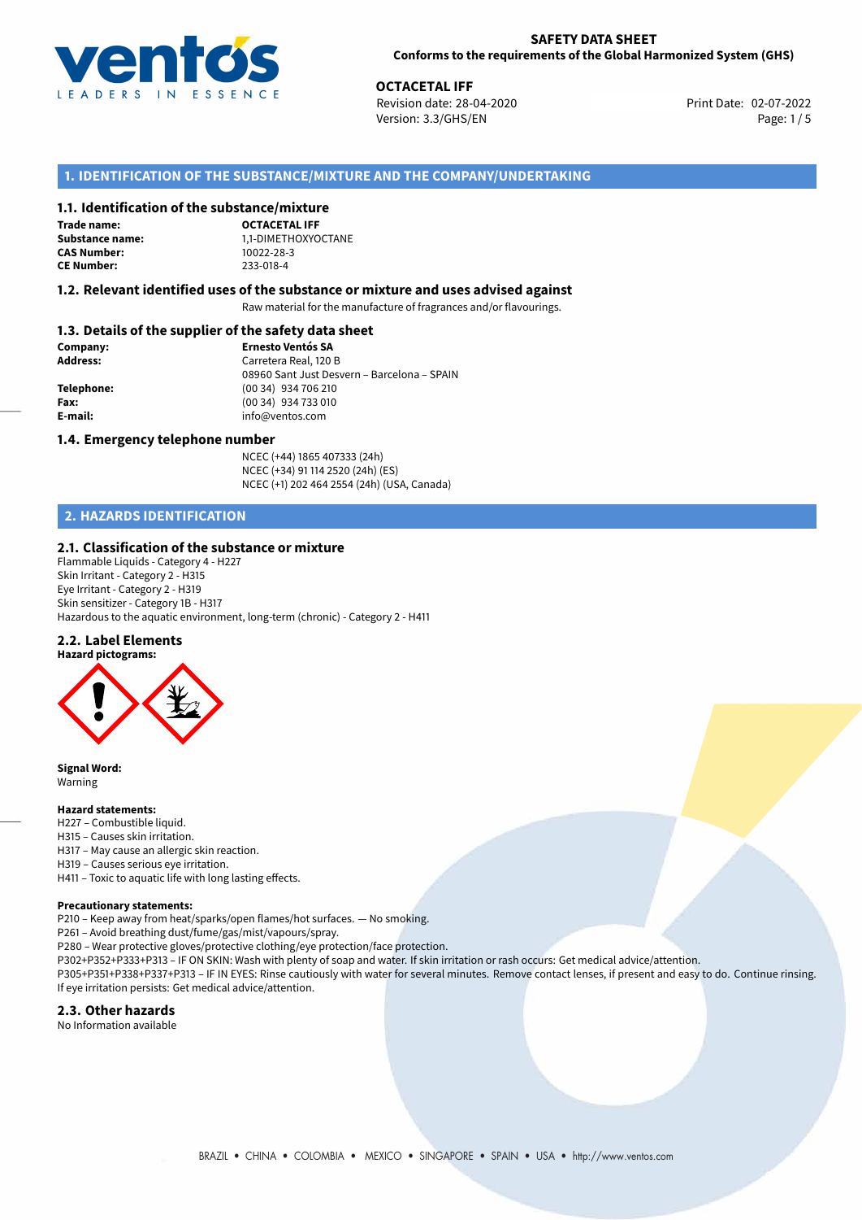**SAFETY DATA SHEET**
**Conforms to the requirements of the Global Harmonized System (GHS)**

**OCTACETAL IFF**
Revision date: 28-04-2020
Version: 3.3/GHS/EN
Print Date: 02-07-2022

## 1. IDENTIFICATION OF THE SUBSTANCE/MIXTURE AND THE COMPANY/UNDERTAKING

### 1.1. Identification of the substance/mixture

**Trade name:** OCTACETAL IFF
**Substance name:** 1,1-DIMETHOXYOCTANE
**CAS Number:** 10022-28-3
**CE Number:** 233-018-4

### 1.2. Relevant identified uses of the substance or mixture and uses advised against

Raw material for the manufacture of fragrances and/or flavourings.

### 1.3. Details of the supplier of the safety data sheet

**Company:** Ernesto Ventós SA
**Address:** Carretera Real, 120 B
08960 Sant Just Desvern – Barcelona – SPAIN
**Telephone:** (00 34) 934 706 210
**Fax:** (00 34) 934 733 010
**E-mail:** info@ventos.com

### 1.4. Emergency telephone number

NCEC (+44) 1865 407333 (24h)
NCEC (+34) 91 114 2520 (24h) (ES)
NCEC (+1) 202 464 2554 (24h) (USA, Canada)

## 2. HAZARDS IDENTIFICATION

### 2.1. Classification of the substance or mixture

Flammable Liquids - Category 4 - H227
Skin Irritant - Category 2 - H315
Eye Irritant - Category 2 - H319
Skin sensitizer - Category 1B - H317
Hazardous to the aquatic environment, long-term (chronic) - Category 2 - H411

### 2.2. Label Elements

**Hazard pictograms:**

**Signal Word:**
Warning

**Hazard statements:**
H227 – Combustible liquid.
H315 – Causes skin irritation.
H317 – May cause an allergic skin reaction.
H319 – Causes serious eye irritation.
H411 – Toxic to aquatic life with long lasting effects.

**Precautionary statements:**
P210 – Keep away from heat/sparks/open flames/hot surfaces. — No smoking.
P261 – Avoid breathing dust/fume/gas/mist/vapours/spray.
P280 – Wear protective gloves/protective clothing/eye protection/face protection.
P302+P352+P333+P313 – IF ON SKIN: Wash with plenty of soap and water. If skin irritation or rash occurs: Get medical advice/attention.
P305+P351+P338+P337+P313 – IF IN EYES: Rinse cautiously with water for several minutes. Remove contact lenses, if present and easy to do. Continue rinsing. If eye irritation persists: Get medical advice/attention.

### 2.3. Other hazards

No Information available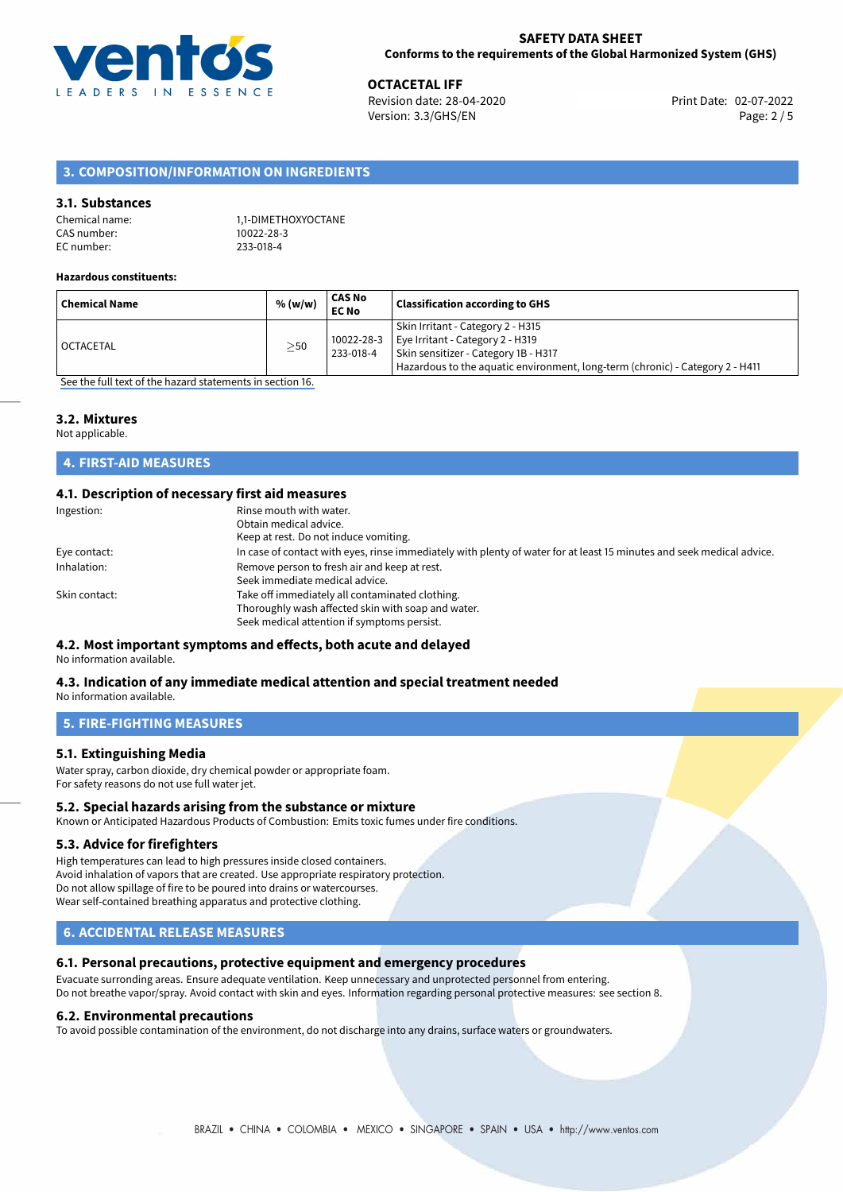## 3. COMPOSITION/INFORMATION ON INGREDIENTS

### 3.1. Substances

Chemical name: 1,1-DIMETHOXYOCTANE
CAS number: 10022-28-3
EC number: 233-018-4

**Hazardous constituents:**

| Chemical Name | % (w/w) | CAS No EC No | Classification according to GHS |
|---|---|---|---|
| OCTACETAL | ≥50 | 10022-28-3 233-018-4 | Skin Irritant - Category 2 - H315 Eye Irritant - Category 2 - H319 Skin sensitizer - Category 1B - H317 Hazardous to the aquatic environment, long-term (chronic) - Category 2 - H411 |

See the full text of the hazard statements in section 16.

### 3.2. Mixtures

Not applicable.

## 4. FIRST-AID MEASURES

### 4.1. Description of necessary first aid measures

Ingestion: Rinse mouth with water.
Obtain medical advice.
Keep at rest. Do not induce vomiting.

Eye contact: In case of contact with eyes, rinse immediately with plenty of water for at least 15 minutes and seek medical advice.

Inhalation: Remove person to fresh air and keep at rest.
Seek immediate medical advice.

Skin contact: Take off immediately all contaminated clothing.
Thoroughly wash affected skin with soap and water.
Seek medical attention if symptoms persist.

### 4.2. Most important symptoms and effects, both acute and delayed

No information available.

### 4.3. Indication of any immediate medical attention and special treatment needed

No information available.

## 5. FIRE-FIGHTING MEASURES

### 5.1. Extinguishing Media

Water spray, carbon dioxide, dry chemical powder or appropriate foam.
For safety reasons do not use full water jet.

### 5.2. Special hazards arising from the substance or mixture

Known or Anticipated Hazardous Products of Combustion: Emits toxic fumes under fire conditions.

### 5.3. Advice for firefighters

High temperatures can lead to high pressures inside closed containers.
Avoid inhalation of vapors that are created. Use appropriate respiratory protection.
Do not allow spillage of fire to be poured into drains or watercourses.
Wear self-contained breathing apparatus and protective clothing.

## 6. ACCIDENTAL RELEASE MEASURES

### 6.1. Personal precautions, protective equipment and emergency procedures

Evacuate surronding areas. Ensure adequate ventilation. Keep unnecessary and unprotected personnel from entering.
Do not breathe vapor/spray. Avoid contact with skin and eyes. Information regarding personal protective measures: see section 8.

### 6.2. Environmental precautions

To avoid possible contamination of the environment, do not discharge into any drains, surface waters or groundwaters.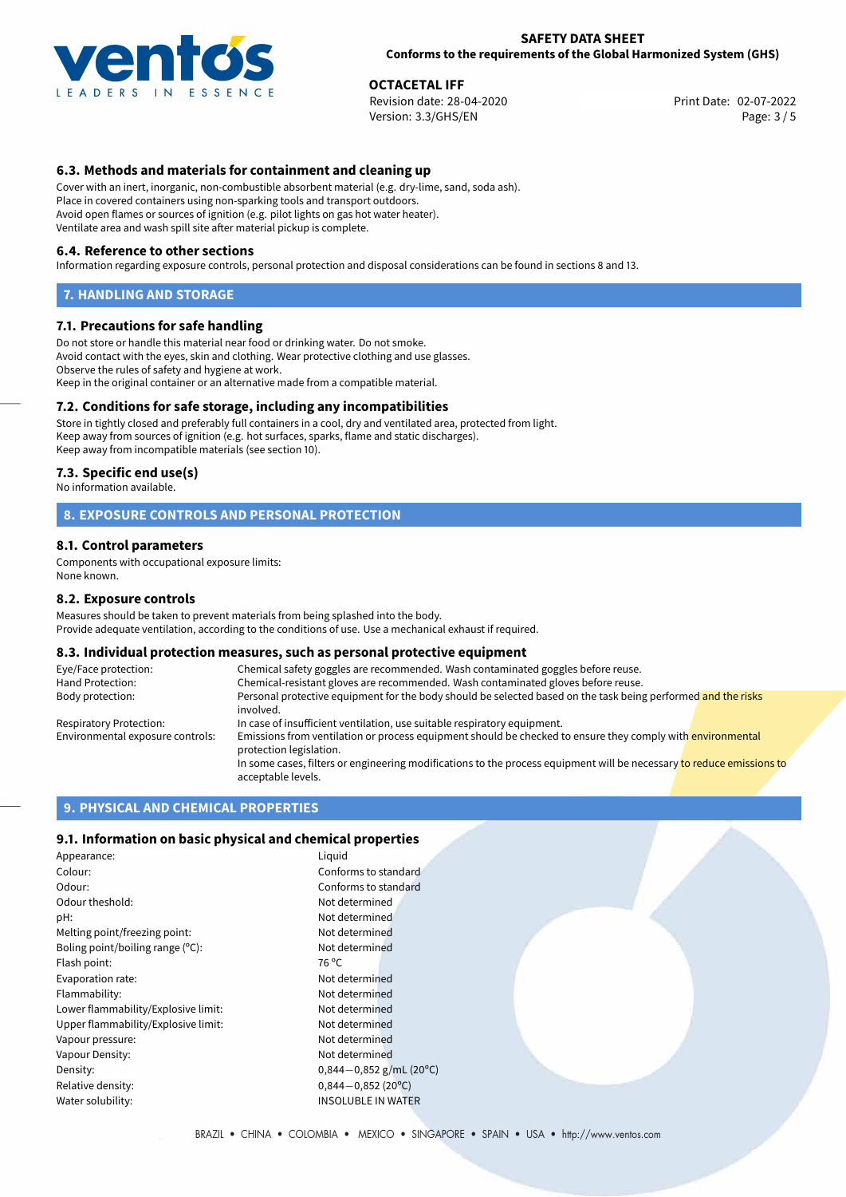### 6.3. Methods and materials for containment and cleaning up

Cover with an inert, inorganic, non-combustible absorbent material (e.g. dry-lime, sand, soda ash).
Place in covered containers using non-sparking tools and transport outdoors.
Avoid open flames or sources of ignition (e.g. pilot lights on gas hot water heater).
Ventilate area and wash spill site after material pickup is complete.

### 6.4. Reference to other sections

Information regarding exposure controls, personal protection and disposal considerations can be found in sections 8 and 13.

## 7. HANDLING AND STORAGE

### 7.1. Precautions for safe handling

Do not store or handle this material near food or drinking water. Do not smoke.
Avoid contact with the eyes, skin and clothing. Wear protective clothing and use glasses.
Observe the rules of safety and hygiene at work.
Keep in the original container or an alternative made from a compatible material.

### 7.2. Conditions for safe storage, including any incompatibilities

Store in tightly closed and preferably full containers in a cool, dry and ventilated area, protected from light.
Keep away from sources of ignition (e.g. hot surfaces, sparks, flame and static discharges).
Keep away from incompatible materials (see section 10).

### 7.3. Specific end use(s)

No information available.

## 8. EXPOSURE CONTROLS AND PERSONAL PROTECTION

### 8.1. Control parameters

Components with occupational exposure limits:
None known.

### 8.2. Exposure controls

Measures should be taken to prevent materials from being splashed into the body.
Provide adequate ventilation, according to the conditions of use. Use a mechanical exhaust if required.

### 8.3. Individual protection measures, such as personal protective equipment

| | |
|---|---|
| Eye/Face protection: | Chemical safety goggles are recommended. Wash contaminated goggles before reuse. |
| Hand Protection: | Chemical-resistant gloves are recommended. Wash contaminated gloves before reuse. |
| Body protection: | Personal protective equipment for the body should be selected based on the task being performed and the risks involved. |
| Respiratory Protection: | In case of insufficient ventilation, use suitable respiratory equipment. |
| Environmental exposure controls: | Emissions from ventilation or process equipment should be checked to ensure they comply with environmental protection legislation.<br>In some cases, filters or engineering modifications to the process equipment will be necessary to reduce emissions to acceptable levels. |

## 9. PHYSICAL AND CHEMICAL PROPERTIES

### 9.1. Information on basic physical and chemical properties

| | |
|---|---|
| Appearance: | Liquid |
| Colour: | Conforms to standard |
| Odour: | Conforms to standard |
| Odour theshold: | Not determined |
| pH: | Not determined |
| Melting point/freezing point: | Not determined |
| Boling point/boiling range (°C): | Not determined |
| Flash point: | 76 °C |
| Evaporation rate: | Not determined |
| Flammability: | Not determined |
| Lower flammability/Explosive limit: | Not determined |
| Upper flammability/Explosive limit: | Not determined |
| Vapour pressure: | Not determined |
| Vapour Density: | Not determined |
| Density: | 0,844−0,852 g/mL (20°C) |
| Relative density: | 0,844−0,852 (20°C) |
| Water solubility: | INSOLUBLE IN WATER |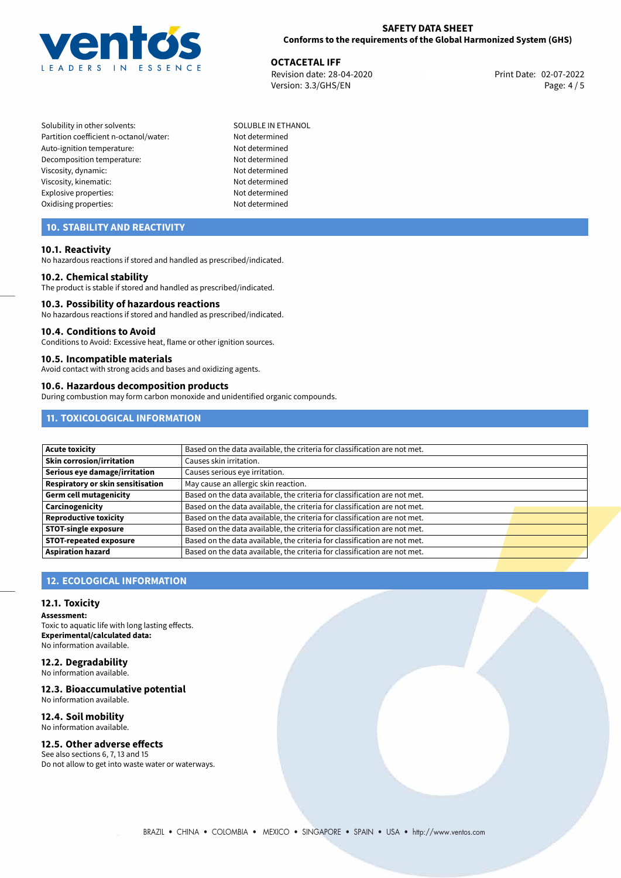| | |
|---|---|
| Solubility in other solvents: | SOLUBLE IN ETHANOL |
| Partition coefficient n-octanol/water: | Not determined |
| Auto-ignition temperature: | Not determined |
| Decomposition temperature: | Not determined |
| Viscosity, dynamic: | Not determined |
| Viscosity, kinematic: | Not determined |
| Explosive properties: | Not determined |
| Oxidising properties: | Not determined |

## 10. STABILITY AND REACTIVITY

### 10.1. Reactivity

No hazardous reactions if stored and handled as prescribed/indicated.

### 10.2. Chemical stability

The product is stable if stored and handled as prescribed/indicated.

### 10.3. Possibility of hazardous reactions

No hazardous reactions if stored and handled as prescribed/indicated.

### 10.4. Conditions to Avoid

Conditions to Avoid: Excessive heat, flame or other ignition sources.

### 10.5. Incompatible materials

Avoid contact with strong acids and bases and oxidizing agents.

### 10.6. Hazardous decomposition products

During combustion may form carbon monoxide and unidentified organic compounds.

## 11. TOXICOLOGICAL INFORMATION

| | |
|---|---|
| **Acute toxicity** | Based on the data available, the criteria for classification are not met. |
| **Skin corrosion/irritation** | Causes skin irritation. |
| **Serious eye damage/irritation** | Causes serious eye irritation. |
| **Respiratory or skin sensitisation** | May cause an allergic skin reaction. |
| **Germ cell mutagenicity** | Based on the data available, the criteria for classification are not met. |
| **Carcinogenicity** | Based on the data available, the criteria for classification are not met. |
| **Reproductive toxicity** | Based on the data available, the criteria for classification are not met. |
| **STOT-single exposure** | Based on the data available, the criteria for classification are not met. |
| **STOT-repeated exposure** | Based on the data available, the criteria for classification are not met. |
| **Aspiration hazard** | Based on the data available, the criteria for classification are not met. |

## 12. ECOLOGICAL INFORMATION

### 12.1. Toxicity

**Assessment:**
Toxic to aquatic life with long lasting effects.
**Experimental/calculated data:**
No information available.

### 12.2. Degradability

No information available.

### 12.3. Bioaccumulative potential

No information available.

### 12.4. Soil mobility

No information available.

### 12.5. Other adverse effects

See also sections 6, 7, 13 and 15
Do not allow to get into waste water or waterways.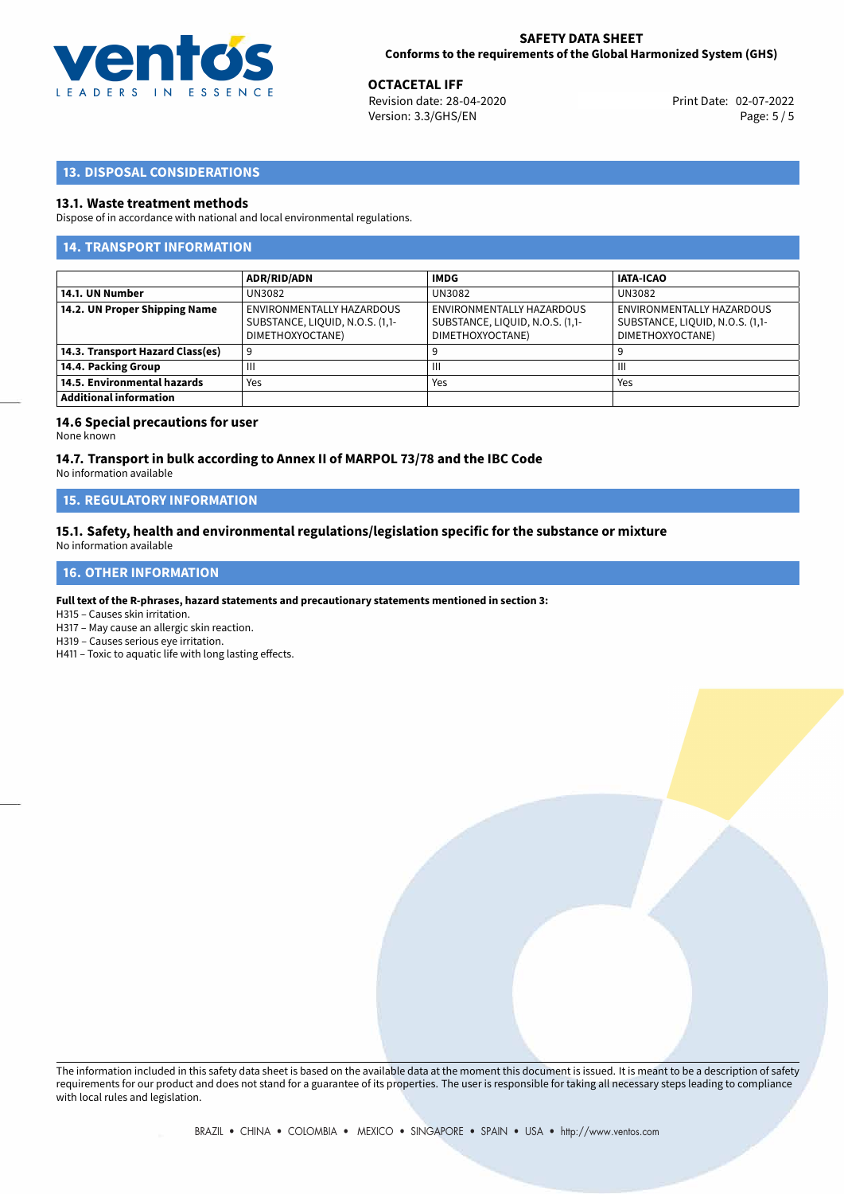## 13. DISPOSAL CONSIDERATIONS

### 13.1. Waste treatment methods

Dispose of in accordance with national and local environmental regulations.

## 14. TRANSPORT INFORMATION

| | ADR/RID/ADN | IMDG | IATA-ICAO |
|---|---|---|---|
| **14.1. UN Number** | UN3082 | UN3082 | UN3082 |
| **14.2. UN Proper Shipping Name** | ENVIRONMENTALLY HAZARDOUS SUBSTANCE, LIQUID, N.O.S. (1,1-DIMETHOXYOCTANE) | ENVIRONMENTALLY HAZARDOUS SUBSTANCE, LIQUID, N.O.S. (1,1-DIMETHOXYOCTANE) | ENVIRONMENTALLY HAZARDOUS SUBSTANCE, LIQUID, N.O.S. (1,1-DIMETHOXYOCTANE) |
| **14.3. Transport Hazard Class(es)** | 9 | 9 | 9 |
| **14.4. Packing Group** | III | III | III |
| **14.5. Environmental hazards** | Yes | Yes | Yes |
| **Additional information** | | | |

### 14.6 Special precautions for user

None known

### 14.7. Transport in bulk according to Annex II of MARPOL 73/78 and the IBC Code

No information available

## 15. REGULATORY INFORMATION

### 15.1. Safety, health and environmental regulations/legislation specific for the substance or mixture

No information available

## 16. OTHER INFORMATION

**Full text of the R-phrases, hazard statements and precautionary statements mentioned in section 3:**

H315 – Causes skin irritation.
H317 – May cause an allergic skin reaction.
H319 – Causes serious eye irritation.
H411 – Toxic to aquatic life with long lasting effects.

The information included in this safety data sheet is based on the available data at the moment this document is issued. It is meant to be a description of safety requirements for our product and does not stand for a guarantee of its properties. The user is responsible for taking all necessary steps leading to compliance with local rules and legislation.